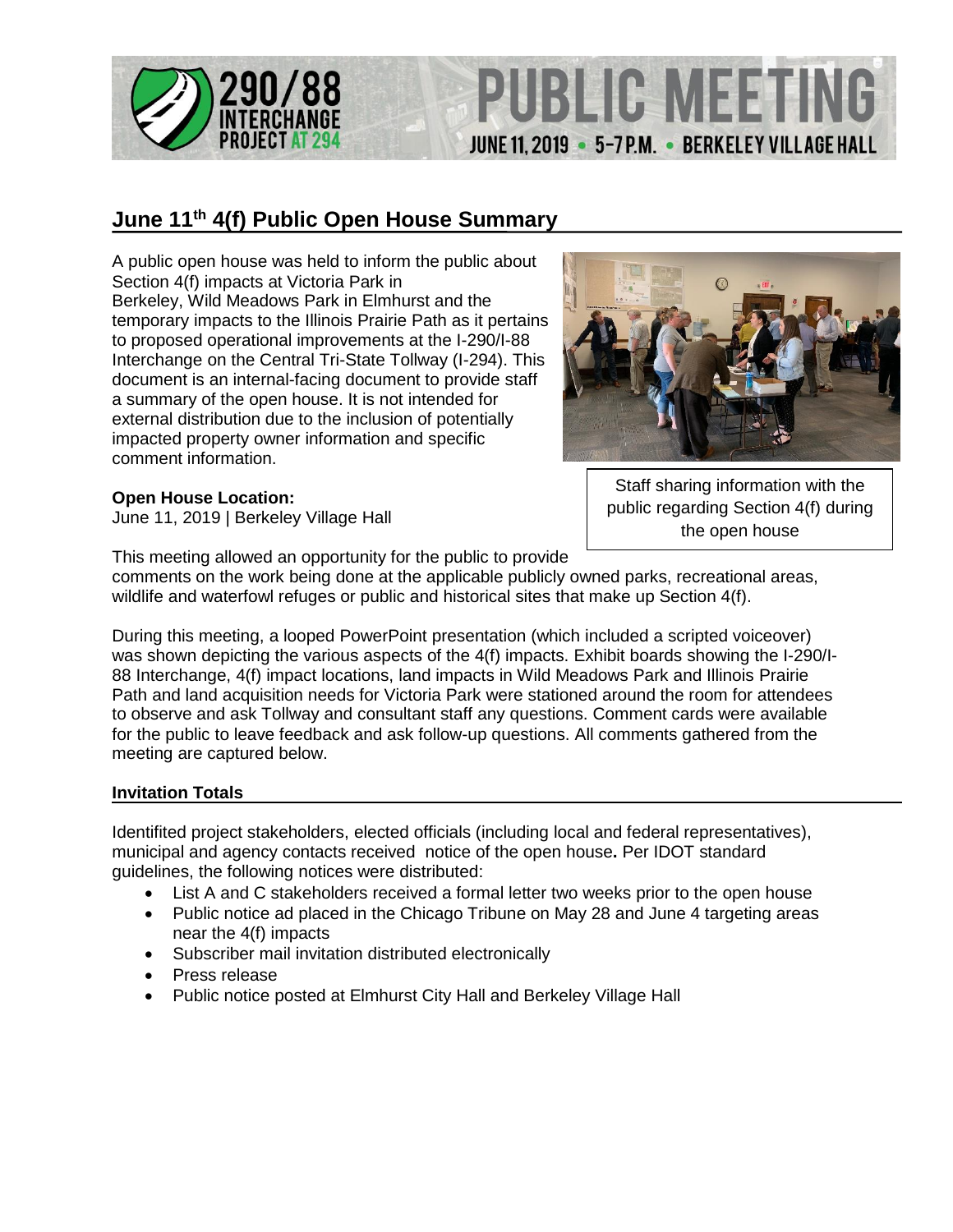290/88 INTERCHANGE PROJECT AT 294 PUBLIC MEETING JUNE 11, 2019 • 5-7 P.M. • BERKELEY VILLAGE HALL

## June 11th 4(f) Public Open House Summary

A public open house was held to inform the public about Section 4(f) impacts at Victoria Park in Berkeley, Wild Meadows Park in Elmhurst and the temporary impacts to the Illinois Prairie Path as it pertains to proposed operational improvements at the I-290/I-88 Interchange on the Central Tri-State Tollway (I-294). This document is an internal-facing document to provide staff a summary of the open house. It is not intended for external distribution due to the inclusion of potentially impacted property owner information and specific comment information.

Staff sharing information with the public regarding Section 4(f) during the open house

**Open House Location:**
June 11, 2019 | Berkeley Village Hall

This meeting allowed an opportunity for the public to provide comments on the work being done at the applicable publicly owned parks, recreational areas, wildlife and waterfowl refuges or public and historical sites that make up Section 4(f).

During this meeting, a looped PowerPoint presentation (which included a scripted voiceover) was shown depicting the various aspects of the 4(f) impacts. Exhibit boards showing the I-290/I-88 Interchange, 4(f) impact locations, land impacts in Wild Meadows Park and Illinois Prairie Path and land acquisition needs for Victoria Park were stationed around the room for attendees to observe and ask Tollway and consultant staff any questions. Comment cards were available for the public to leave feedback and ask follow-up questions. All comments gathered from the meeting are captured below.

### Invitation Totals

Identifited project stakeholders, elected officials (including local and federal representatives), municipal and agency contacts received notice of the open house**.** Per IDOT standard guidelines, the following notices were distributed:

- List A and C stakeholders received a formal letter two weeks prior to the open house
- Public notice ad placed in the Chicago Tribune on May 28 and June 4 targeting areas near the 4(f) impacts
- Subscriber mail invitation distributed electronically
- Press release
- Public notice posted at Elmhurst City Hall and Berkeley Village Hall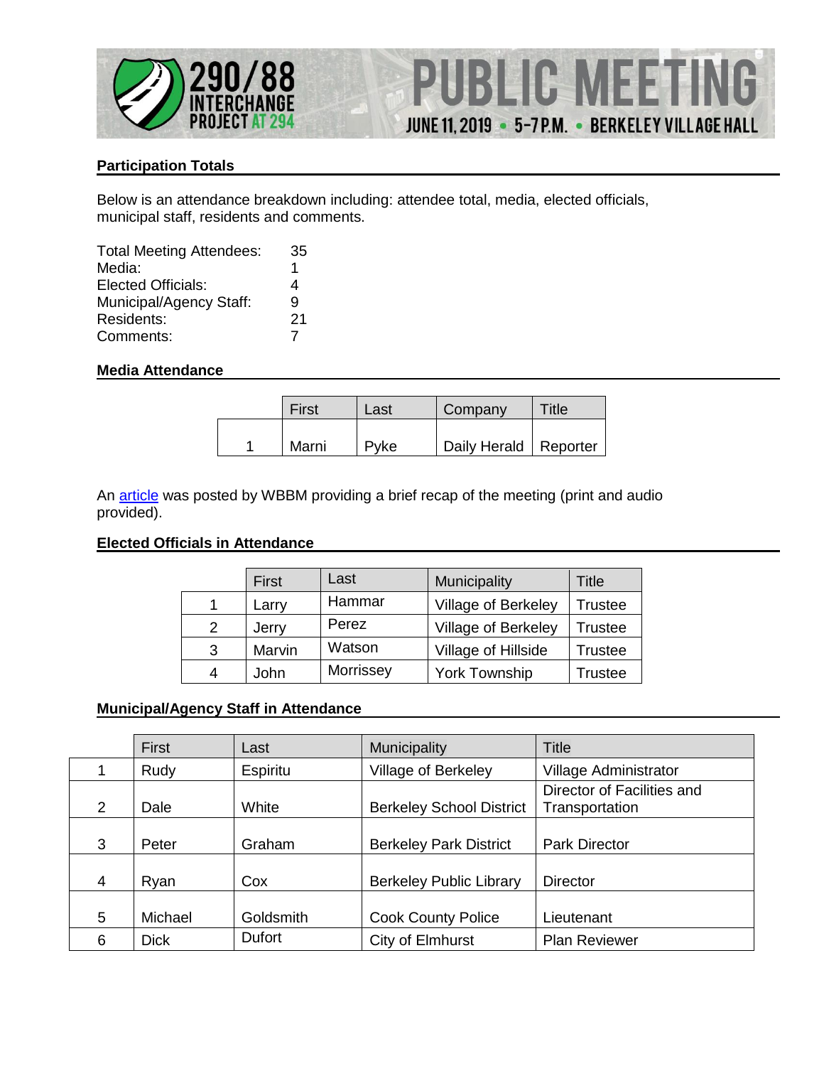290/88 INTERCHANGE PROJECT AT 294 — PUBLIC MEETING — JUNE 11, 2019 • 5-7 P.M. • BERKELEY VILLAGE HALL

## Participation Totals

Below is an attendance breakdown including: attendee total, media, elected officials, municipal staff, residents and comments.

| | |
|---|---|
| Total Meeting Attendees: | 35 |
| Media: | 1 |
| Elected Officials: | 4 |
| Municipal/Agency Staff: | 9 |
| Residents: | 21 |
| Comments: | 7 |

## Media Attendance

| | First | Last | Company | Title |
|---|---|---|---|---|
| 1 | Marni | Pyke | Daily Herald | Reporter |

An [article] was posted by WBBM providing a brief recap of the meeting (print and audio provided).

## Elected Officials in Attendance

| | First | Last | Municipality | Title |
|---|---|---|---|---|
| 1 | Larry | Hammar | Village of Berkeley | Trustee |
| 2 | Jerry | Perez | Village of Berkeley | Trustee |
| 3 | Marvin | Watson | Village of Hillside | Trustee |
| 4 | John | Morrissey | York Township | Trustee |

## Municipal/Agency Staff in Attendance

| | First | Last | Municipality | Title |
|---|---|---|---|---|
| 1 | Rudy | Espiritu | Village of Berkeley | Village Administrator |
| 2 | Dale | White | Berkeley School District | Director of Facilities and Transportation |
| 3 | Peter | Graham | Berkeley Park District | Park Director |
| 4 | Ryan | Cox | Berkeley Public Library | Director |
| 5 | Michael | Goldsmith | Cook County Police | Lieutenant |
| 6 | Dick | Dufort | City of Elmhurst | Plan Reviewer |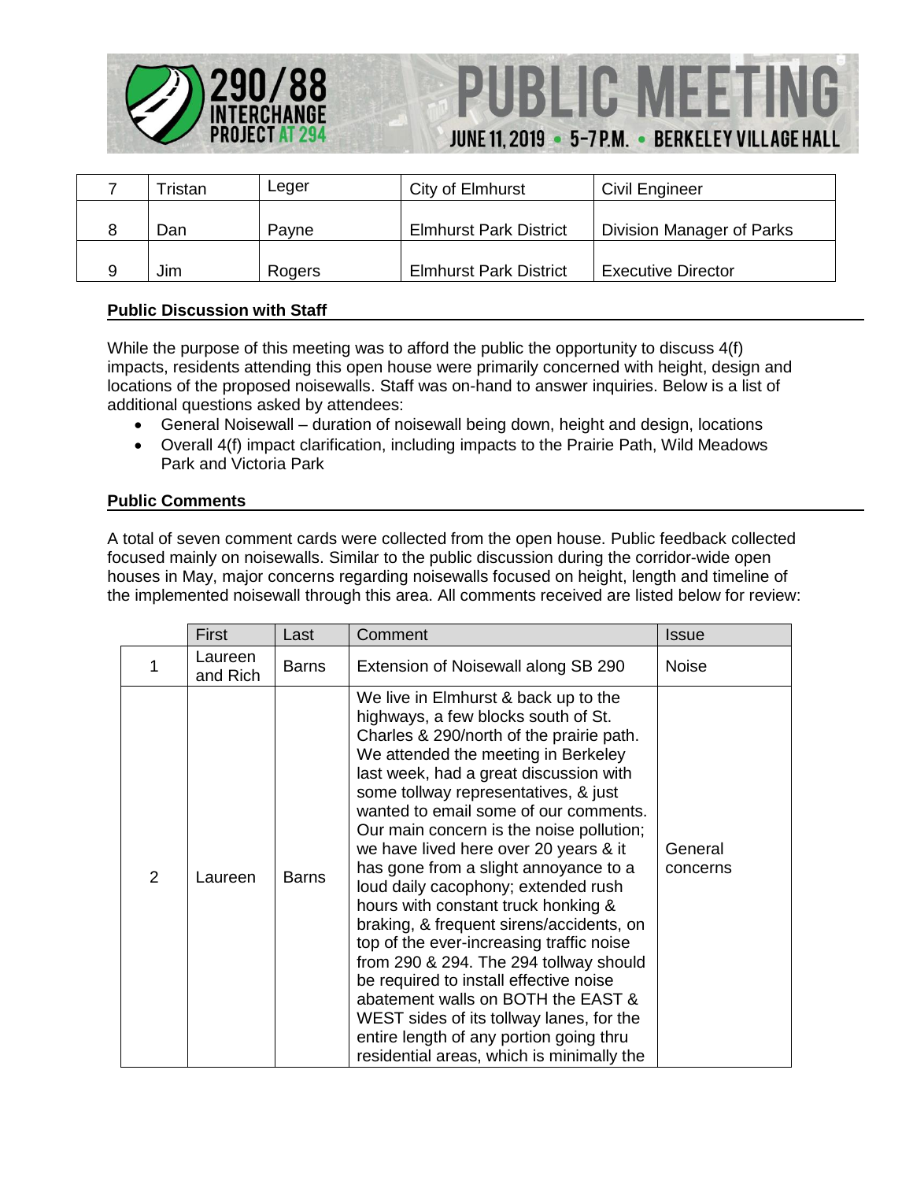| 7 | Tristan | Leger | City of Elmhurst | Civil Engineer |
|---|---|---|---|---|
| 8 | Dan | Payne | Elmhurst Park District | Division Manager of Parks |
| 9 | Jim | Rogers | Elmhurst Park District | Executive Director |

**Public Discussion with Staff**

While the purpose of this meeting was to afford the public the opportunity to discuss 4(f) impacts, residents attending this open house were primarily concerned with height, design and locations of the proposed noisewalls. Staff was on-hand to answer inquiries. Below is a list of additional questions asked by attendees:

- General Noisewall – duration of noisewall being down, height and design, locations
- Overall 4(f) impact clarification, including impacts to the Prairie Path, Wild Meadows Park and Victoria Park

**Public Comments**

A total of seven comment cards were collected from the open house. Public feedback collected focused mainly on noisewalls. Similar to the public discussion during the corridor-wide open houses in May, major concerns regarding noisewalls focused on height, length and timeline of the implemented noisewall through this area. All comments received are listed below for review:

| | First | Last | Comment | Issue |
|---|---|---|---|---|
| 1 | Laureen and Rich | Barns | Extension of Noisewall along SB 290 | Noise |
| 2 | Laureen | Barns | We live in Elmhurst & back up to the highways, a few blocks south of St. Charles & 290/north of the prairie path. We attended the meeting in Berkeley last week, had a great discussion with some tollway representatives, & just wanted to email some of our comments. Our main concern is the noise pollution; we have lived here over 20 years & it has gone from a slight annoyance to a loud daily cacophony; extended rush hours with constant truck honking & braking, & frequent sirens/accidents, on top of the ever-increasing traffic noise from 290 & 294. The 294 tollway should be required to install effective noise abatement walls on BOTH the EAST & WEST sides of its tollway lanes, for the entire length of any portion going thru residential areas, which is minimally the | General concerns |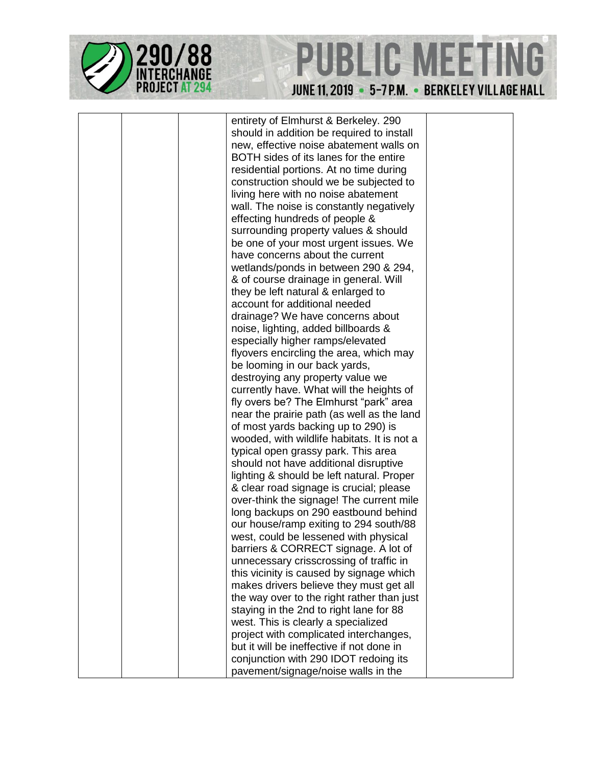| | | | entirety of Elmhurst & Berkeley. 290 should in addition be required to install new, effective noise abatement walls on BOTH sides of its lanes for the entire residential portions. At no time during construction should we be subjected to living here with no noise abatement wall. The noise is constantly negatively effecting hundreds of people & surrounding property values & should be one of your most urgent issues. We have concerns about the current wetlands/ponds in between 290 & 294, & of course drainage in general. Will they be left natural & enlarged to account for additional needed drainage? We have concerns about noise, lighting, added billboards & especially higher ramps/elevated flyovers encircling the area, which may be looming in our back yards, destroying any property value we currently have. What will the heights of fly overs be? The Elmhurst "park" area near the prairie path (as well as the land of most yards backing up to 290) is wooded, with wildlife habitats. It is not a typical open grassy park. This area should not have additional disruptive lighting & should be left natural. Proper & clear road signage is crucial; please over-think the signage! The current mile long backups on 290 eastbound behind our house/ramp exiting to 294 south/88 west, could be lessened with physical barriers & CORRECT signage. A lot of unnecessary crisscrossing of traffic in this vicinity is caused by signage which makes drivers believe they must get all the way over to the right rather than just staying in the 2nd to right lane for 88 west. This is clearly a specialized project with complicated interchanges, but it will be ineffective if not done in conjunction with 290 IDOT redoing its pavement/signage/noise walls in the | |
|---|---|---|---|---|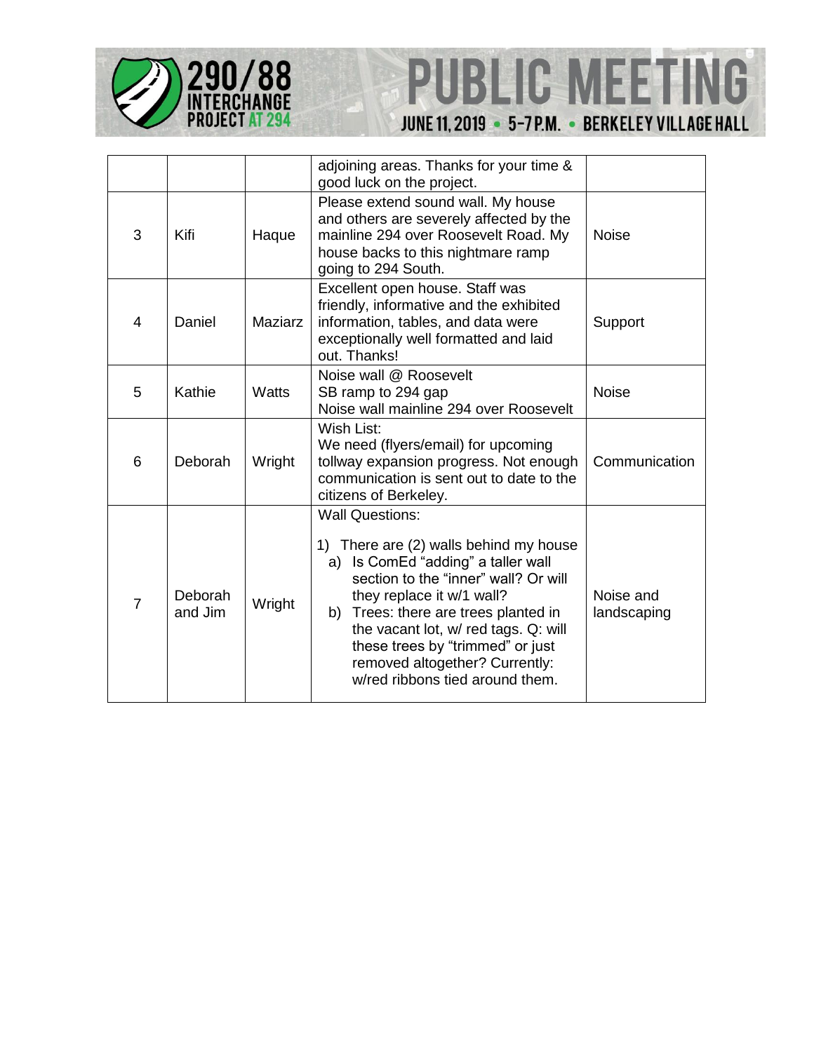| | | | | |
|---|---|---|---|---|
| | | | adjoining areas. Thanks for your time & good luck on the project. | |
| 3 | Kifi | Haque | Please extend sound wall. My house and others are severely affected by the mainline 294 over Roosevelt Road. My house backs to this nightmare ramp going to 294 South. | Noise |
| 4 | Daniel | Maziarz | Excellent open house. Staff was friendly, informative and the exhibited information, tables, and data were exceptionally well formatted and laid out. Thanks! | Support |
| 5 | Kathie | Watts | Noise wall @ Roosevelt<br>SB ramp to 294 gap<br>Noise wall mainline 294 over Roosevelt | Noise |
| 6 | Deborah | Wright | Wish List:<br>We need (flyers/email) for upcoming tollway expansion progress. Not enough communication is sent out to date to the citizens of Berkeley. | Communication |
| 7 | Deborah and Jim | Wright | Wall Questions:<br><br>1) There are (2) walls behind my house<br>a) Is ComEd "adding" a taller wall section to the "inner" wall? Or will they replace it w/1 wall?<br>b) Trees: there are trees planted in the vacant lot, w/ red tags. Q: will these trees by "trimmed" or just removed altogether? Currently: w/red ribbons tied around them. | Noise and landscaping |